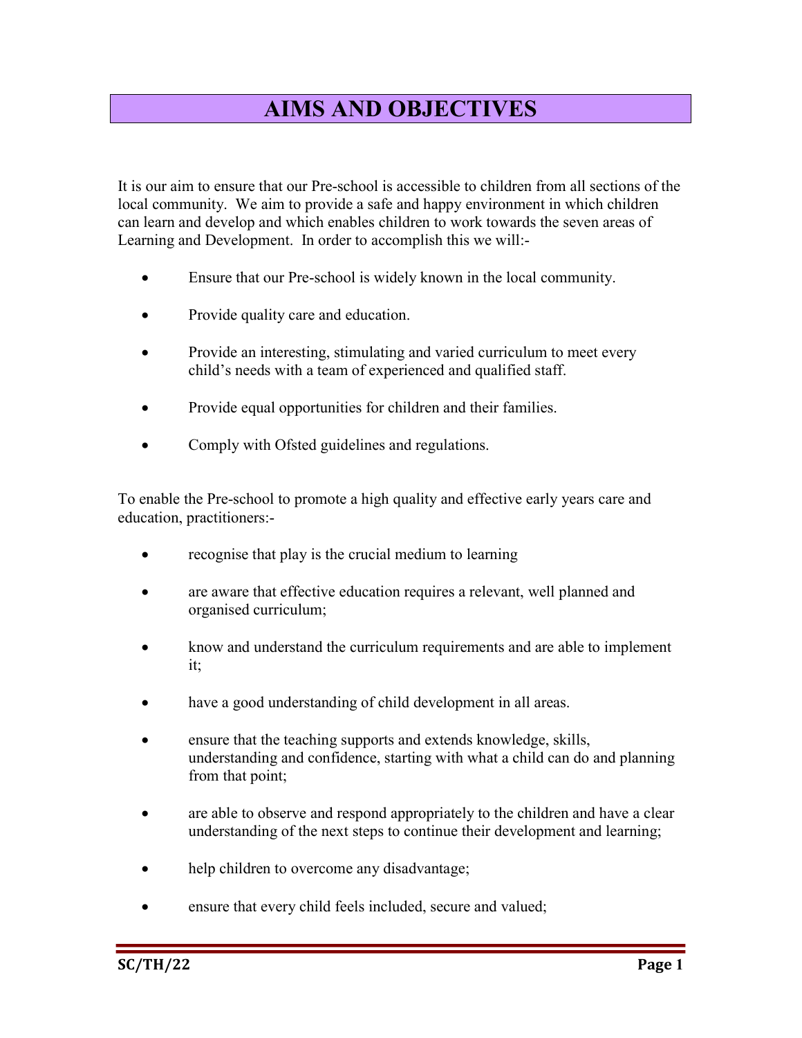# AIMS AND OBJECTIVES

It is our aim to ensure that our Pre-school is accessible to children from all sections of the local community. We aim to provide a safe and happy environment in which children can learn and develop and which enables children to work towards the seven areas of Learning and Development. In order to accomplish this we will:-

- Ensure that our Pre-school is widely known in the local community.
- Provide quality care and education.
- Provide an interesting, stimulating and varied curriculum to meet every child's needs with a team of experienced and qualified staff.
- Provide equal opportunities for children and their families.
- Comply with Ofsted guidelines and regulations.

To enable the Pre-school to promote a high quality and effective early years care and education, practitioners:-

- recognise that play is the crucial medium to learning
- are aware that effective education requires a relevant, well planned and organised curriculum;
- know and understand the curriculum requirements and are able to implement it;
- have a good understanding of child development in all areas.
- ensure that the teaching supports and extends knowledge, skills, understanding and confidence, starting with what a child can do and planning from that point;
- are able to observe and respond appropriately to the children and have a clear understanding of the next steps to continue their development and learning;
- help children to overcome any disadvantage;
- ensure that every child feels included, secure and valued;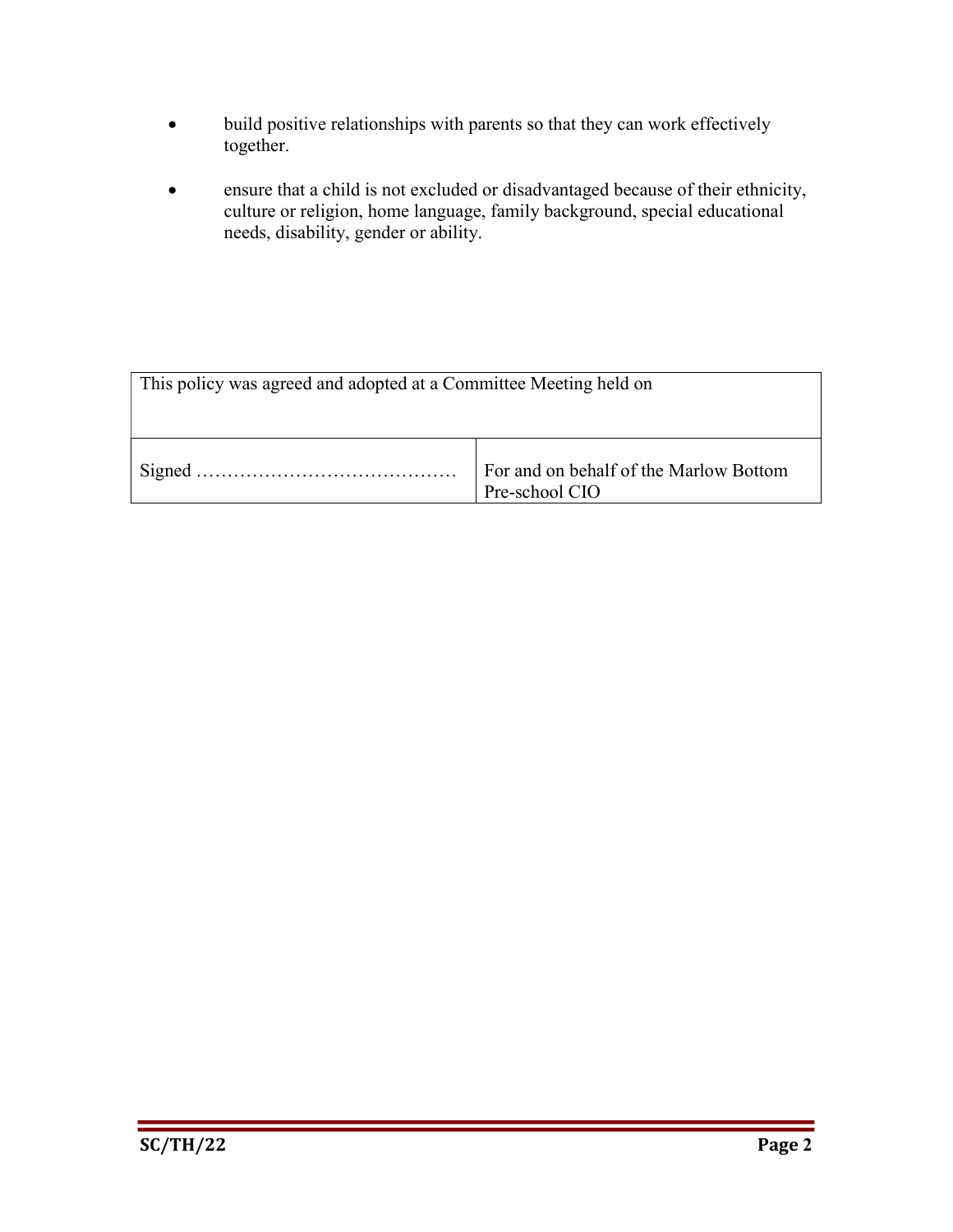- build positive relationships with parents so that they can work effectively together.

- ensure that a child is not excluded or disadvantaged because of their ethnicity, culture or religion, home language, family background, special educational needs, disability, gender or ability.

| | |
|---|---|
| This policy was agreed and adopted at a Committee Meeting held on | |
| Signed …………………………………… | For and on behalf of the Marlow Bottom Pre-school CIO |